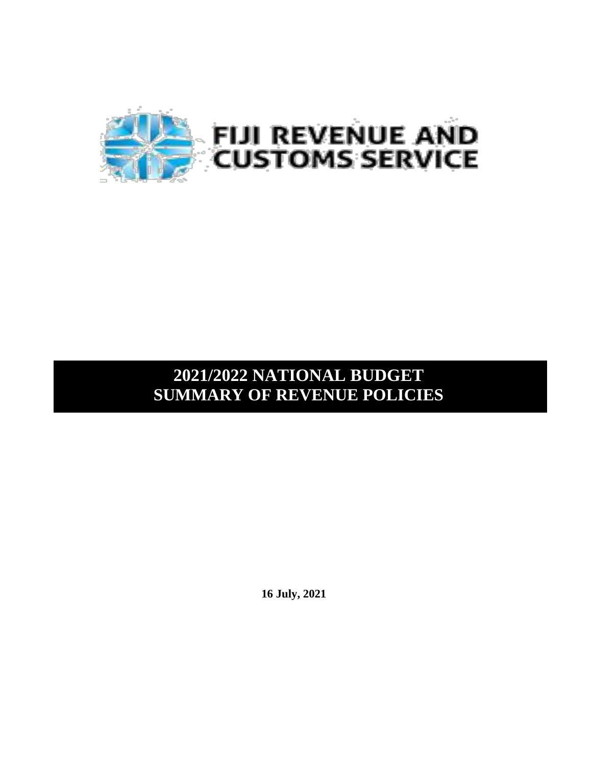FIJI REVENUE AND CUSTOMS SERVICE

# 2021/2022 NATIONAL BUDGET SUMMARY OF REVENUE POLICIES

**16 July, 2021**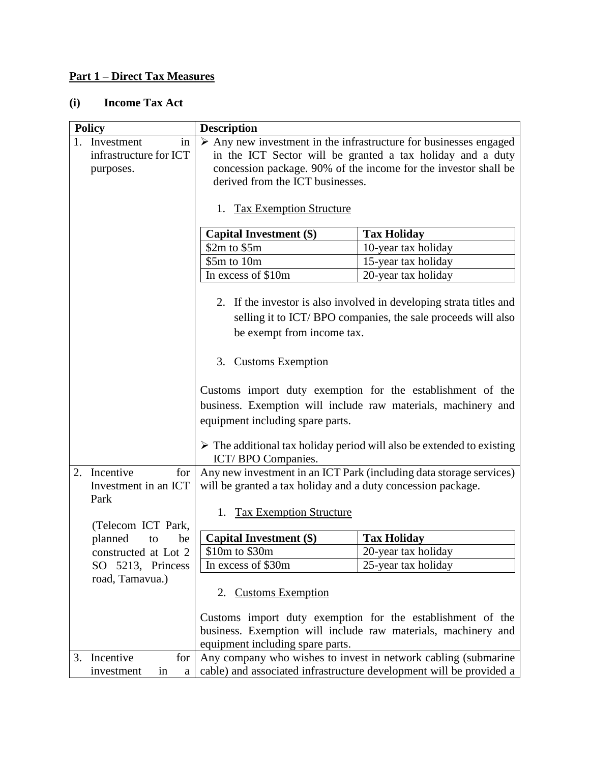**Part 1 – Direct Tax Measures**

**(i) Income Tax Act**

| Policy | Description |
|---|---|
| 1. Investment in infrastructure for ICT purposes. | ➢ Any new investment in the infrastructure for businesses engaged in the ICT Sector will be granted a tax holiday and a duty concession package. 90% of the income for the investor shall be derived from the ICT businesses.<br><br>1. <u>Tax Exemption Structure</u><br><br>**Capital Investment ($)** — **Tax Holiday**<br>$2m to $5m — 10-year tax holiday<br>$5m to 10m — 15-year tax holiday<br>In excess of $10m — 20-year tax holiday<br><br>2. If the investor is also involved in developing strata titles and selling it to ICT/ BPO companies, the sale proceeds will also be exempt from income tax.<br><br>3. <u>Customs Exemption</u><br><br>Customs import duty exemption for the establishment of the business. Exemption will include raw materials, machinery and equipment including spare parts.<br><br>➢ The additional tax holiday period will also be extended to existing ICT/ BPO Companies. |
| 2. Incentive for Investment in an ICT Park<br><br>(Telecom ICT Park, planned to be constructed at Lot 2 SO 5213, Princess road, Tamavua.) | Any new investment in an ICT Park (including data storage services) will be granted a tax holiday and a duty concession package.<br><br>1. <u>Tax Exemption Structure</u><br><br>**Capital Investment ($)** — **Tax Holiday**<br>$10m to $30m — 20-year tax holiday<br>In excess of $30m — 25-year tax holiday<br><br>2. <u>Customs Exemption</u><br><br>Customs import duty exemption for the establishment of the business. Exemption will include raw materials, machinery and equipment including spare parts. |
| 3. Incentive for investment in a | Any company who wishes to invest in network cabling (submarine cable) and associated infrastructure development will be provided a |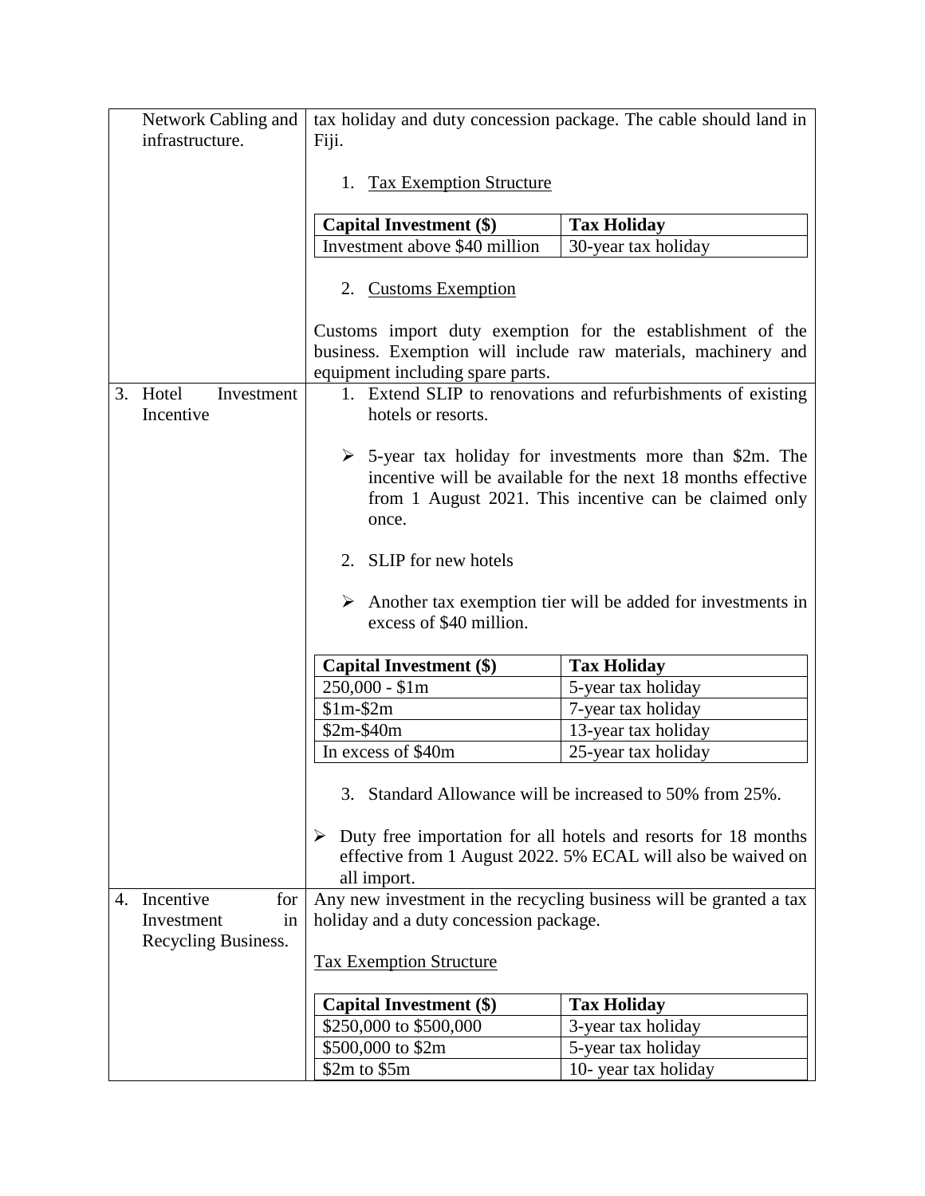| | |
|---|---|
| Network Cabling and infrastructure. | tax holiday and duty concession package. The cable should land in Fiji.<br><br>1. <u>Tax Exemption Structure</u><br><br>**Capital Investment ($)** — **Tax Holiday**<br>Investment above $40 million — 30-year tax holiday<br><br>2. <u>Customs Exemption</u><br><br>Customs import duty exemption for the establishment of the business. Exemption will include raw materials, machinery and equipment including spare parts. |
| 3. Hotel Investment Incentive | 1. Extend SLIP to renovations and refurbishments of existing hotels or resorts.<br><br>➢ 5-year tax holiday for investments more than $2m. The incentive will be available for the next 18 months effective from 1 August 2021. This incentive can be claimed only once.<br><br>2. SLIP for new hotels<br><br>➢ Another tax exemption tier will be added for investments in excess of $40 million.<br><br>**Capital Investment ($)** — **Tax Holiday**<br>250,000 - $1m — 5-year tax holiday<br>$1m-$2m — 7-year tax holiday<br>$2m-$40m — 13-year tax holiday<br>In excess of $40m — 25-year tax holiday<br><br>3. Standard Allowance will be increased to 50% from 25%.<br><br>➢ Duty free importation for all hotels and resorts for 18 months effective from 1 August 2022. 5% ECAL will also be waived on all import. |
| 4. Incentive for Investment in Recycling Business. | Any new investment in the recycling business will be granted a tax holiday and a duty concession package.<br><br><u>Tax Exemption Structure</u><br><br>**Capital Investment ($)** — **Tax Holiday**<br>$250,000 to $500,000 — 3-year tax holiday<br>$500,000 to $2m — 5-year tax holiday<br>$2m to $5m — 10- year tax holiday |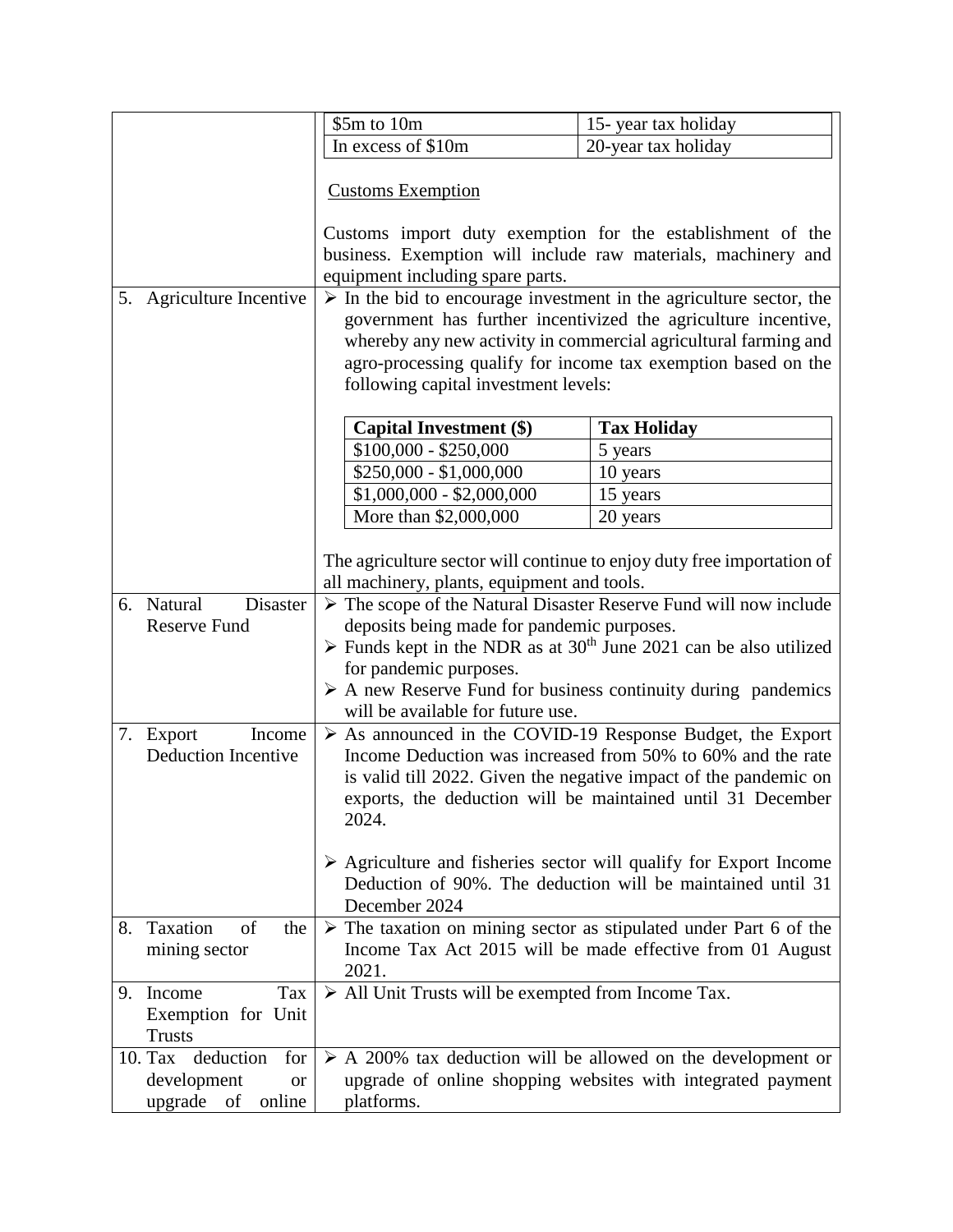| | |
|---|---|
| | <table><tr><td>$5m to 10m</td><td>15- year tax holiday</td></tr><tr><td>In excess of $10m</td><td>20-year tax holiday</td></tr></table><br><br>Customs Exemption<br><br>Customs import duty exemption for the establishment of the business. Exemption will include raw materials, machinery and equipment including spare parts. |
| 5. Agriculture Incentive | ➢ In the bid to encourage investment in the agriculture sector, the government has further incentivized the agriculture incentive, whereby any new activity in commercial agricultural farming and agro-processing qualify for income tax exemption based on the following capital investment levels:<br><br><table><tr><th>Capital Investment ($)</th><th>Tax Holiday</th></tr><tr><td>$100,000 - $250,000</td><td>5 years</td></tr><tr><td>$250,000 - $1,000,000</td><td>10 years</td></tr><tr><td>$1,000,000 - $2,000,000</td><td>15 years</td></tr><tr><td>More than $2,000,000</td><td>20 years</td></tr></table><br><br>The agriculture sector will continue to enjoy duty free importation of all machinery, plants, equipment and tools. |
| 6. Natural Disaster Reserve Fund | ➢ The scope of the Natural Disaster Reserve Fund will now include deposits being made for pandemic purposes.<br>➢ Funds kept in the NDR as at 30th June 2021 can be also utilized for pandemic purposes.<br>➢ A new Reserve Fund for business continuity during pandemics will be available for future use. |
| 7. Export Income Deduction Incentive | ➢ As announced in the COVID-19 Response Budget, the Export Income Deduction was increased from 50% to 60% and the rate is valid till 2022. Given the negative impact of the pandemic on exports, the deduction will be maintained until 31 December 2024.<br><br>➢ Agriculture and fisheries sector will qualify for Export Income Deduction of 90%. The deduction will be maintained until 31 December 2024 |
| 8. Taxation of the mining sector | ➢ The taxation on mining sector as stipulated under Part 6 of the Income Tax Act 2015 will be made effective from 01 August 2021. |
| 9. Income Tax Exemption for Unit Trusts | ➢ All Unit Trusts will be exempted from Income Tax. |
| 10. Tax deduction for development or upgrade of online | ➢ A 200% tax deduction will be allowed on the development or upgrade of online shopping websites with integrated payment platforms. |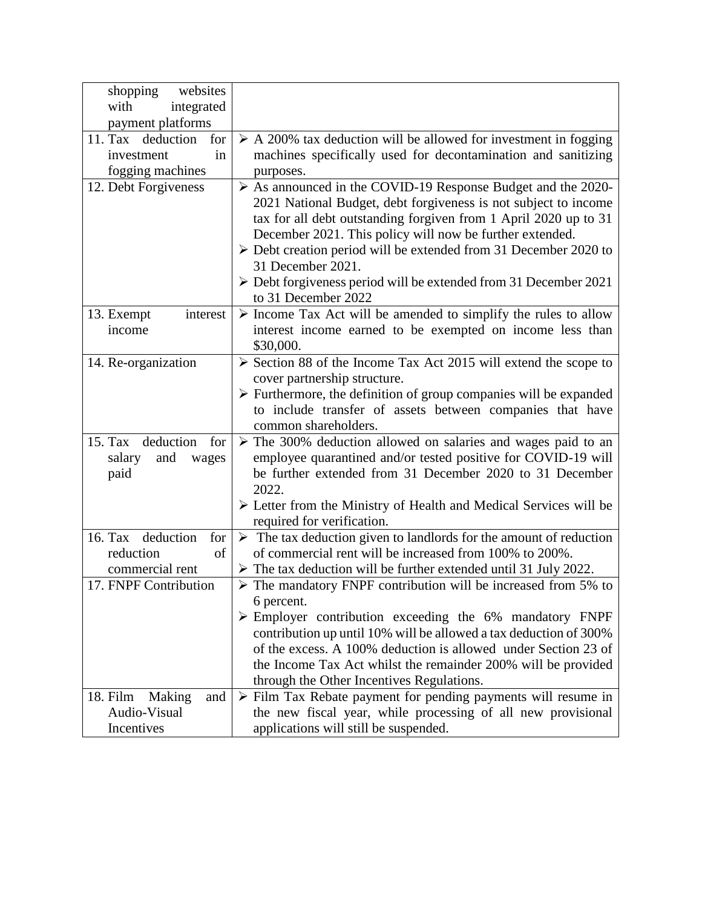| | |
|---|---|
| shopping websites with integrated payment platforms | |
| 11. Tax deduction for investment in fogging machines | ➢ A 200% tax deduction will be allowed for investment in fogging machines specifically used for decontamination and sanitizing purposes. |
| 12. Debt Forgiveness | ➢ As announced in the COVID-19 Response Budget and the 2020-2021 National Budget, debt forgiveness is not subject to income tax for all debt outstanding forgiven from 1 April 2020 up to 31 December 2021. This policy will now be further extended.<br>➢ Debt creation period will be extended from 31 December 2020 to 31 December 2021.<br>➢ Debt forgiveness period will be extended from 31 December 2021 to 31 December 2022 |
| 13. Exempt interest income | ➢ Income Tax Act will be amended to simplify the rules to allow interest income earned to be exempted on income less than \$30,000. |
| 14. Re-organization | ➢ Section 88 of the Income Tax Act 2015 will extend the scope to cover partnership structure.<br>➢ Furthermore, the definition of group companies will be expanded to include transfer of assets between companies that have common shareholders. |
| 15. Tax deduction for salary and wages paid | ➢ The 300% deduction allowed on salaries and wages paid to an employee quarantined and/or tested positive for COVID-19 will be further extended from 31 December 2020 to 31 December 2022.<br>➢ Letter from the Ministry of Health and Medical Services will be required for verification. |
| 16. Tax deduction for reduction of commercial rent | ➢ The tax deduction given to landlords for the amount of reduction of commercial rent will be increased from 100% to 200%.<br>➢ The tax deduction will be further extended until 31 July 2022. |
| 17. FNPF Contribution | ➢ The mandatory FNPF contribution will be increased from 5% to 6 percent.<br>➢ Employer contribution exceeding the 6% mandatory FNPF contribution up until 10% will be allowed a tax deduction of 300% of the excess. A 100% deduction is allowed under Section 23 of the Income Tax Act whilst the remainder 200% will be provided through the Other Incentives Regulations. |
| 18. Film Making and Audio-Visual Incentives | ➢ Film Tax Rebate payment for pending payments will resume in the new fiscal year, while processing of all new provisional applications will still be suspended. |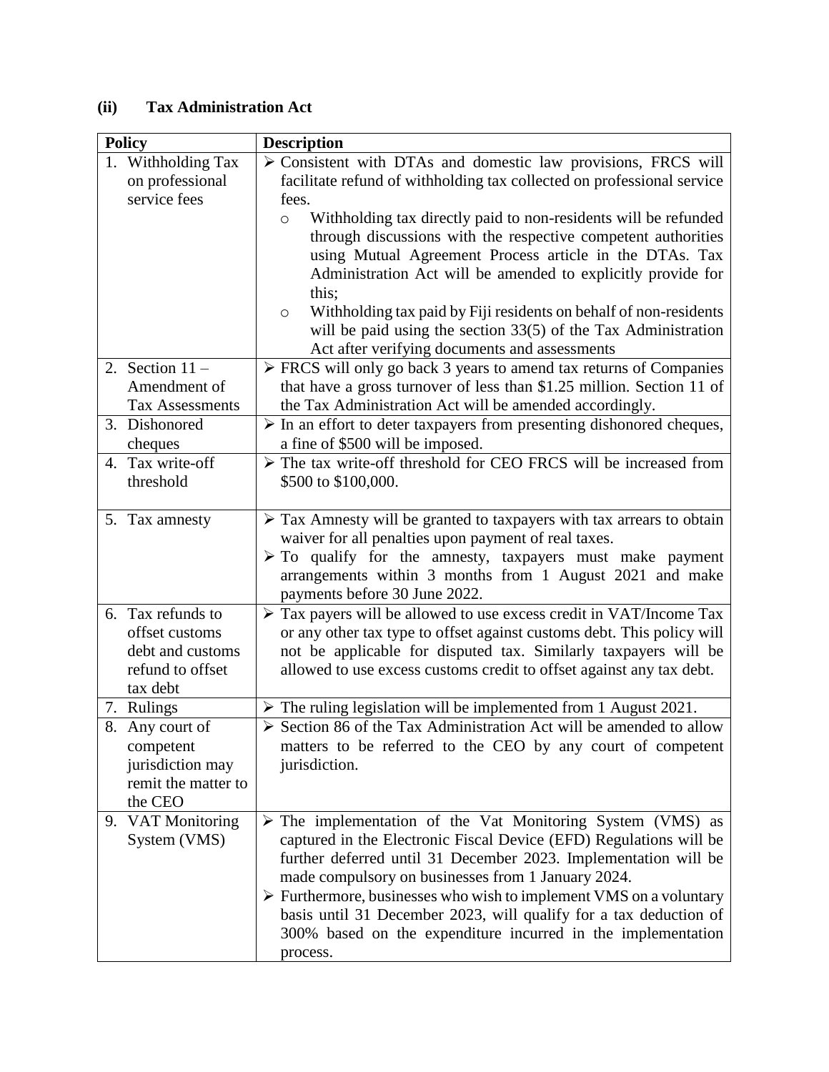### (ii) Tax Administration Act

| Policy | Description |
|---|---|
| 1. Withholding Tax on professional service fees | ➢ Consistent with DTAs and domestic law provisions, FRCS will facilitate refund of withholding tax collected on professional service fees.<br>o Withholding tax directly paid to non-residents will be refunded through discussions with the respective competent authorities using Mutual Agreement Process article in the DTAs. Tax Administration Act will be amended to explicitly provide for this;<br>o Withholding tax paid by Fiji residents on behalf of non-residents will be paid using the section 33(5) of the Tax Administration Act after verifying documents and assessments |
| 2. Section 11 – Amendment of Tax Assessments | ➢ FRCS will only go back 3 years to amend tax returns of Companies that have a gross turnover of less than $1.25 million. Section 11 of the Tax Administration Act will be amended accordingly. |
| 3. Dishonored cheques | ➢ In an effort to deter taxpayers from presenting dishonored cheques, a fine of $500 will be imposed. |
| 4. Tax write-off threshold | ➢ The tax write-off threshold for CEO FRCS will be increased from $500 to $100,000. |
| 5. Tax amnesty | ➢ Tax Amnesty will be granted to taxpayers with tax arrears to obtain waiver for all penalties upon payment of real taxes.<br>➢ To qualify for the amnesty, taxpayers must make payment arrangements within 3 months from 1 August 2021 and make payments before 30 June 2022. |
| 6. Tax refunds to offset customs debt and customs refund to offset tax debt | ➢ Tax payers will be allowed to use excess credit in VAT/Income Tax or any other tax type to offset against customs debt. This policy will not be applicable for disputed tax. Similarly taxpayers will be allowed to use excess customs credit to offset against any tax debt. |
| 7. Rulings | ➢ The ruling legislation will be implemented from 1 August 2021. |
| 8. Any court of competent jurisdiction may remit the matter to the CEO | ➢ Section 86 of the Tax Administration Act will be amended to allow matters to be referred to the CEO by any court of competent jurisdiction. |
| 9. VAT Monitoring System (VMS) | ➢ The implementation of the Vat Monitoring System (VMS) as captured in the Electronic Fiscal Device (EFD) Regulations will be further deferred until 31 December 2023. Implementation will be made compulsory on businesses from 1 January 2024.<br>➢ Furthermore, businesses who wish to implement VMS on a voluntary basis until 31 December 2023, will qualify for a tax deduction of 300% based on the expenditure incurred in the implementation process. |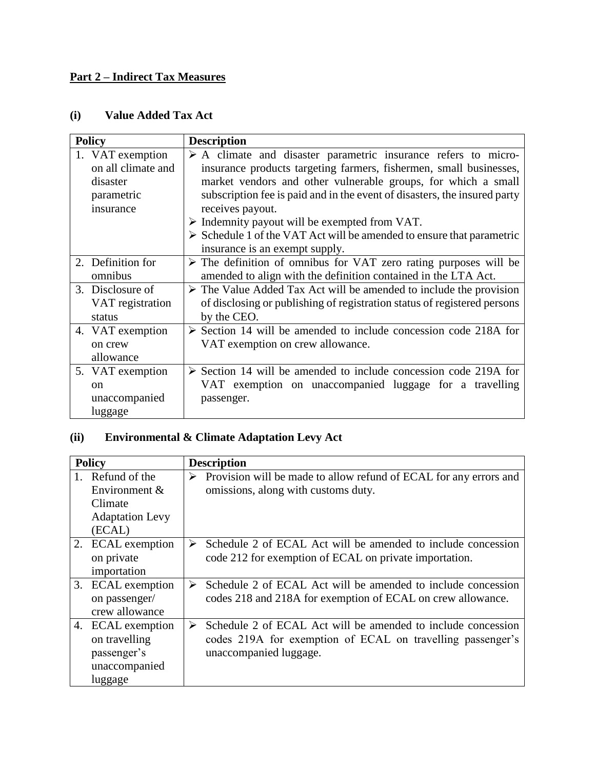## Part 2 – Indirect Tax Measures

### (i) Value Added Tax Act

| Policy | Description |
|---|---|
| 1. VAT exemption on all climate and disaster parametric insurance | ➢ A climate and disaster parametric insurance refers to micro-insurance products targeting farmers, fishermen, small businesses, market vendors and other vulnerable groups, for which a small subscription fee is paid and in the event of disasters, the insured party receives payout.<br>➢ Indemnity payout will be exempted from VAT.<br>➢ Schedule 1 of the VAT Act will be amended to ensure that parametric insurance is an exempt supply. |
| 2. Definition for omnibus | ➢ The definition of omnibus for VAT zero rating purposes will be amended to align with the definition contained in the LTA Act. |
| 3. Disclosure of VAT registration status | ➢ The Value Added Tax Act will be amended to include the provision of disclosing or publishing of registration status of registered persons by the CEO. |
| 4. VAT exemption on crew allowance | ➢ Section 14 will be amended to include concession code 218A for VAT exemption on crew allowance. |
| 5. VAT exemption on unaccompanied luggage | ➢ Section 14 will be amended to include concession code 219A for VAT exemption on unaccompanied luggage for a travelling passenger. |

### (ii) Environmental & Climate Adaptation Levy Act

| Policy | Description |
|---|---|
| 1. Refund of the Environment & Climate Adaptation Levy (ECAL) | ➢ Provision will be made to allow refund of ECAL for any errors and omissions, along with customs duty. |
| 2. ECAL exemption on private importation | ➢ Schedule 2 of ECAL Act will be amended to include concession code 212 for exemption of ECAL on private importation. |
| 3. ECAL exemption on passenger/ crew allowance | ➢ Schedule 2 of ECAL Act will be amended to include concession codes 218 and 218A for exemption of ECAL on crew allowance. |
| 4. ECAL exemption on travelling passenger's unaccompanied luggage | ➢ Schedule 2 of ECAL Act will be amended to include concession codes 219A for exemption of ECAL on travelling passenger's unaccompanied luggage. |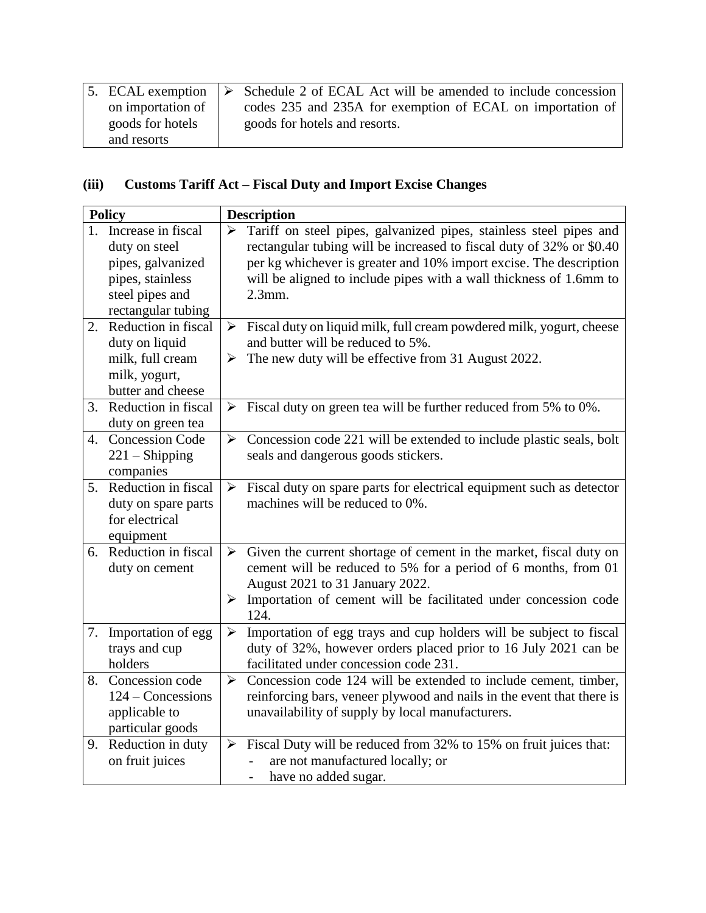| | |
|---|---|
| 5. ECAL exemption on importation of goods for hotels and resorts | ➢ Schedule 2 of ECAL Act will be amended to include concession codes 235 and 235A for exemption of ECAL on importation of goods for hotels and resorts. |

### (iii) Customs Tariff Act – Fiscal Duty and Import Excise Changes

| Policy | Description |
|---|---|
| 1. Increase in fiscal duty on steel pipes, galvanized pipes, stainless steel pipes and rectangular tubing | ➢ Tariff on steel pipes, galvanized pipes, stainless steel pipes and rectangular tubing will be increased to fiscal duty of 32% or \$0.40 per kg whichever is greater and 10% import excise. The description will be aligned to include pipes with a wall thickness of 1.6mm to 2.3mm. |
| 2. Reduction in fiscal duty on liquid milk, full cream milk, yogurt, butter and cheese | ➢ Fiscal duty on liquid milk, full cream powdered milk, yogurt, cheese and butter will be reduced to 5%.<br>➢ The new duty will be effective from 31 August 2022. |
| 3. Reduction in fiscal duty on green tea | ➢ Fiscal duty on green tea will be further reduced from 5% to 0%. |
| 4. Concession Code 221 – Shipping companies | ➢ Concession code 221 will be extended to include plastic seals, bolt seals and dangerous goods stickers. |
| 5. Reduction in fiscal duty on spare parts for electrical equipment | ➢ Fiscal duty on spare parts for electrical equipment such as detector machines will be reduced to 0%. |
| 6. Reduction in fiscal duty on cement | ➢ Given the current shortage of cement in the market, fiscal duty on cement will be reduced to 5% for a period of 6 months, from 01 August 2021 to 31 January 2022.<br>➢ Importation of cement will be facilitated under concession code 124. |
| 7. Importation of egg trays and cup holders | ➢ Importation of egg trays and cup holders will be subject to fiscal duty of 32%, however orders placed prior to 16 July 2021 can be facilitated under concession code 231. |
| 8. Concession code 124 – Concessions applicable to particular goods | ➢ Concession code 124 will be extended to include cement, timber, reinforcing bars, veneer plywood and nails in the event that there is unavailability of supply by local manufacturers. |
| 9. Reduction in duty on fruit juices | ➢ Fiscal Duty will be reduced from 32% to 15% on fruit juices that:<br>- are not manufactured locally; or<br>- have no added sugar. |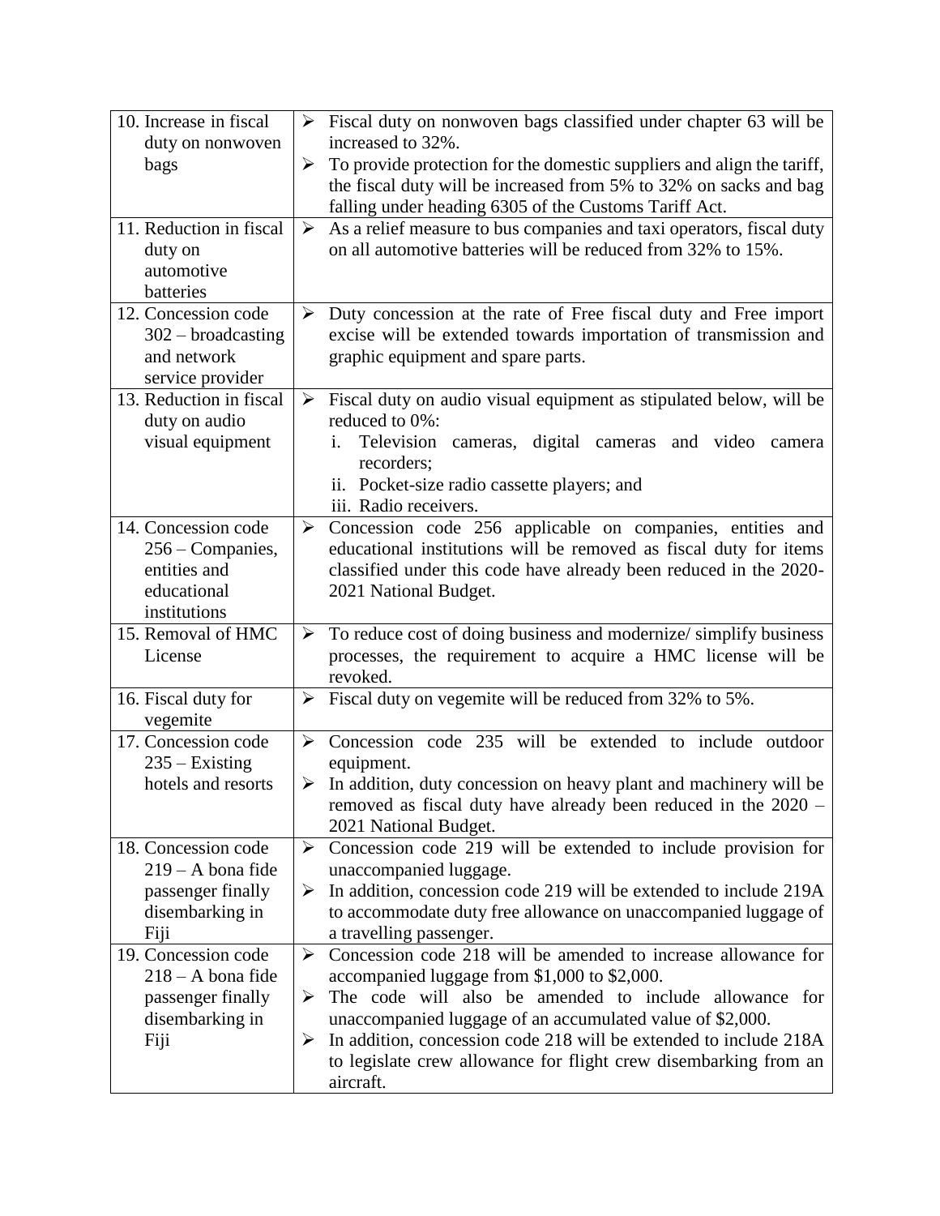| | |
|---|---|
| 10. Increase in fiscal duty on nonwoven bags | ➢ Fiscal duty on nonwoven bags classified under chapter 63 will be increased to 32%.<br>➢ To provide protection for the domestic suppliers and align the tariff, the fiscal duty will be increased from 5% to 32% on sacks and bag falling under heading 6305 of the Customs Tariff Act. |
| 11. Reduction in fiscal duty on automotive batteries | ➢ As a relief measure to bus companies and taxi operators, fiscal duty on all automotive batteries will be reduced from 32% to 15%. |
| 12. Concession code 302 – broadcasting and network service provider | ➢ Duty concession at the rate of Free fiscal duty and Free import excise will be extended towards importation of transmission and graphic equipment and spare parts. |
| 13. Reduction in fiscal duty on audio visual equipment | ➢ Fiscal duty on audio visual equipment as stipulated below, will be reduced to 0%:<br>i. Television cameras, digital cameras and video camera recorders;<br>ii. Pocket-size radio cassette players; and<br>iii. Radio receivers. |
| 14. Concession code 256 – Companies, entities and educational institutions | ➢ Concession code 256 applicable on companies, entities and educational institutions will be removed as fiscal duty for items classified under this code have already been reduced in the 2020-2021 National Budget. |
| 15. Removal of HMC License | ➢ To reduce cost of doing business and modernize/ simplify business processes, the requirement to acquire a HMC license will be revoked. |
| 16. Fiscal duty for vegemite | ➢ Fiscal duty on vegemite will be reduced from 32% to 5%. |
| 17. Concession code 235 – Existing hotels and resorts | ➢ Concession code 235 will be extended to include outdoor equipment.<br>➢ In addition, duty concession on heavy plant and machinery will be removed as fiscal duty have already been reduced in the 2020 – 2021 National Budget. |
| 18. Concession code 219 – A bona fide passenger finally disembarking in Fiji | ➢ Concession code 219 will be extended to include provision for unaccompanied luggage.<br>➢ In addition, concession code 219 will be extended to include 219A to accommodate duty free allowance on unaccompanied luggage of a travelling passenger. |
| 19. Concession code 218 – A bona fide passenger finally disembarking in Fiji | ➢ Concession code 218 will be amended to increase allowance for accompanied luggage from $1,000 to $2,000.<br>➢ The code will also be amended to include allowance for unaccompanied luggage of an accumulated value of $2,000.<br>➢ In addition, concession code 218 will be extended to include 218A to legislate crew allowance for flight crew disembarking from an aircraft. |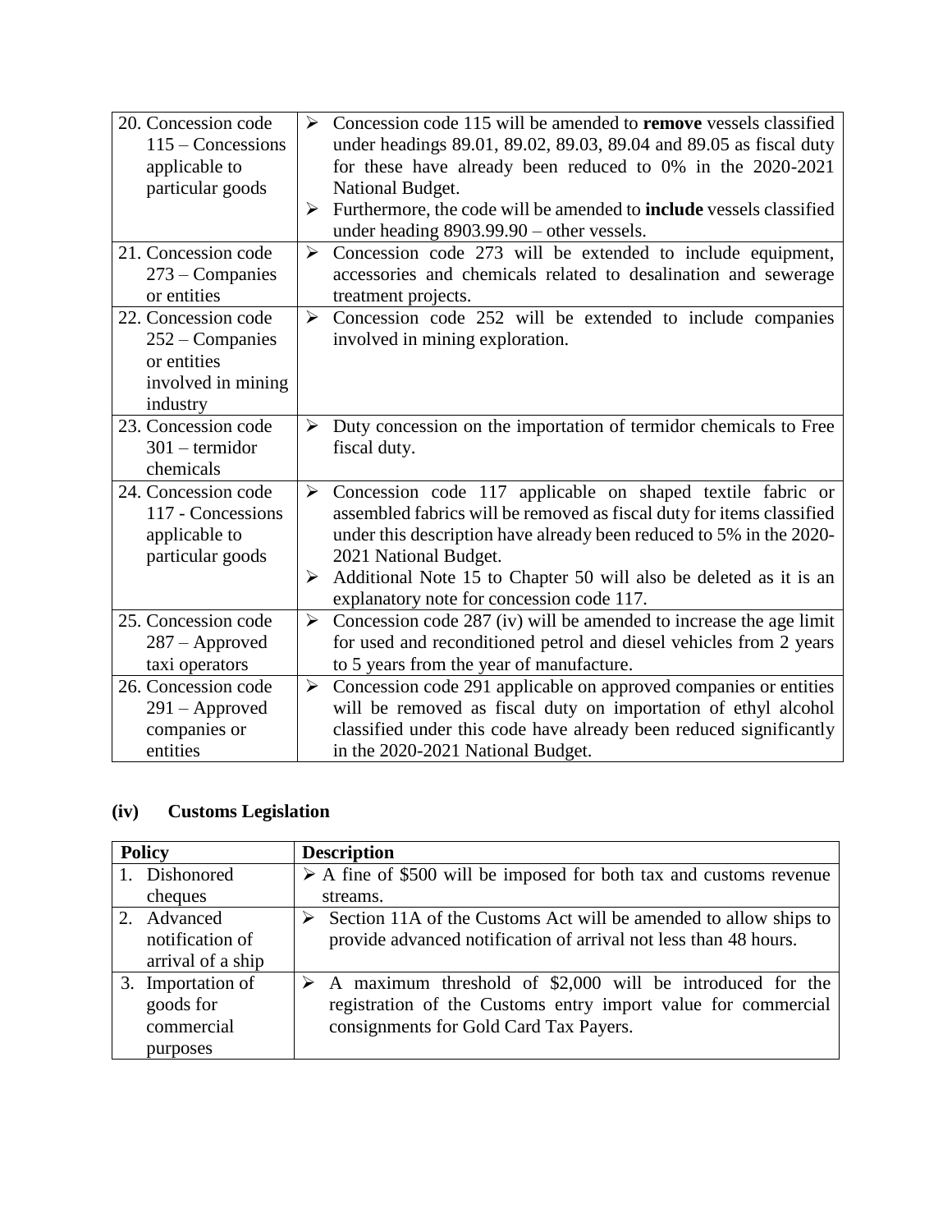| | |
|---|---|
| 20. Concession code 115 – Concessions applicable to particular goods | ➢ Concession code 115 will be amended to **remove** vessels classified under headings 89.01, 89.02, 89.03, 89.04 and 89.05 as fiscal duty for these have already been reduced to 0% in the 2020-2021 National Budget.<br>➢ Furthermore, the code will be amended to **include** vessels classified under heading 8903.99.90 – other vessels. |
| 21. Concession code 273 – Companies or entities | ➢ Concession code 273 will be extended to include equipment, accessories and chemicals related to desalination and sewerage treatment projects. |
| 22. Concession code 252 – Companies or entities involved in mining industry | ➢ Concession code 252 will be extended to include companies involved in mining exploration. |
| 23. Concession code 301 – termidor chemicals | ➢ Duty concession on the importation of termidor chemicals to Free fiscal duty. |
| 24. Concession code 117 - Concessions applicable to particular goods | ➢ Concession code 117 applicable on shaped textile fabric or assembled fabrics will be removed as fiscal duty for items classified under this description have already been reduced to 5% in the 2020-2021 National Budget.<br>➢ Additional Note 15 to Chapter 50 will also be deleted as it is an explanatory note for concession code 117. |
| 25. Concession code 287 – Approved taxi operators | ➢ Concession code 287 (iv) will be amended to increase the age limit for used and reconditioned petrol and diesel vehicles from 2 years to 5 years from the year of manufacture. |
| 26. Concession code 291 – Approved companies or entities | ➢ Concession code 291 applicable on approved companies or entities will be removed as fiscal duty on importation of ethyl alcohol classified under this code have already been reduced significantly in the 2020-2021 National Budget. |

### (iv) Customs Legislation

| Policy | Description |
|---|---|
| 1. Dishonored cheques | ➢ A fine of $500 will be imposed for both tax and customs revenue streams. |
| 2. Advanced notification of arrival of a ship | ➢ Section 11A of the Customs Act will be amended to allow ships to provide advanced notification of arrival not less than 48 hours. |
| 3. Importation of goods for commercial purposes | ➢ A maximum threshold of $2,000 will be introduced for the registration of the Customs entry import value for commercial consignments for Gold Card Tax Payers. |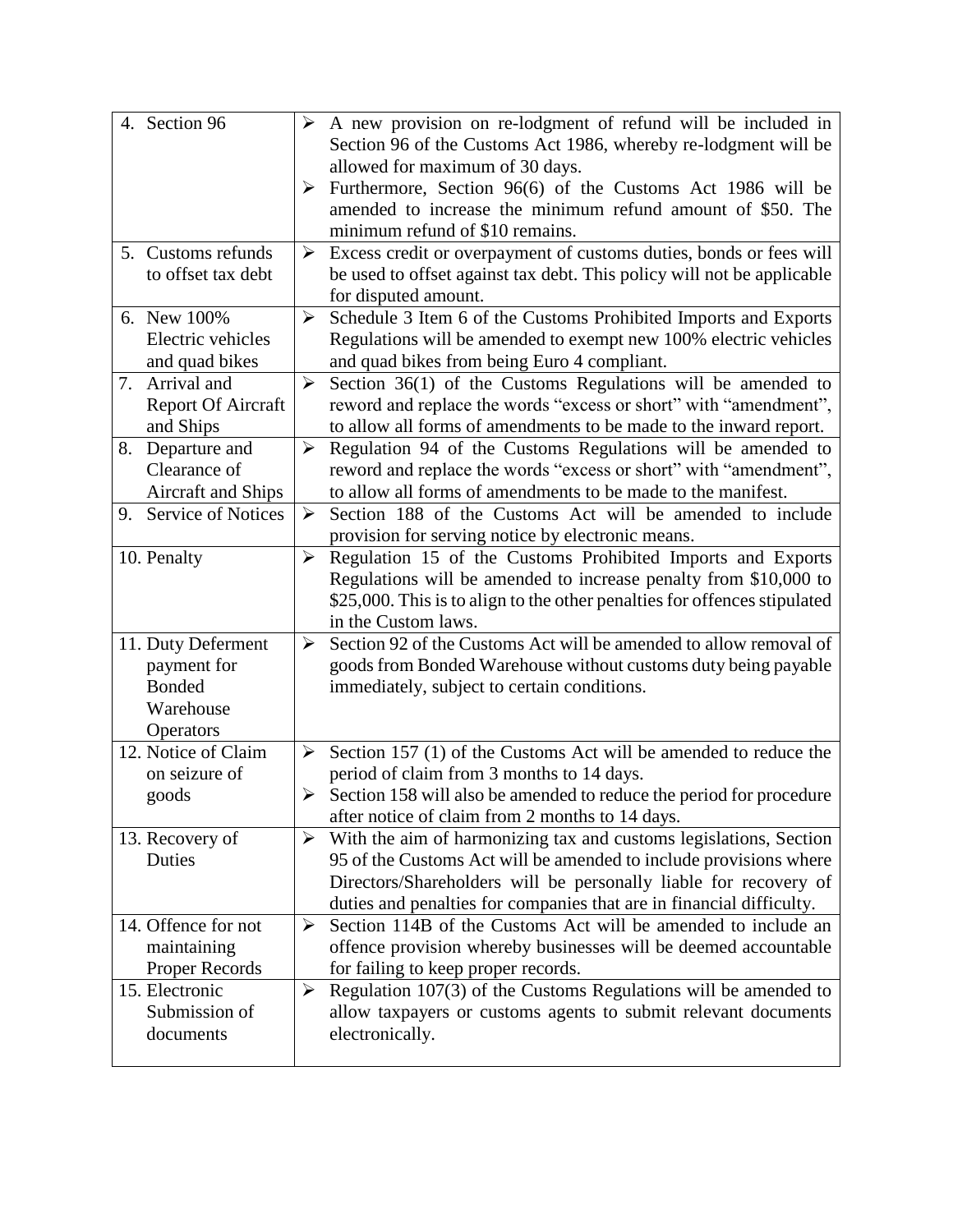| | |
|---|---|
| 4. Section 96 | ➢ A new provision on re-lodgment of refund will be included in Section 96 of the Customs Act 1986, whereby re-lodgment will be allowed for maximum of 30 days.<br>➢ Furthermore, Section 96(6) of the Customs Act 1986 will be amended to increase the minimum refund amount of $50. The minimum refund of $10 remains. |
| 5. Customs refunds to offset tax debt | ➢ Excess credit or overpayment of customs duties, bonds or fees will be used to offset against tax debt. This policy will not be applicable for disputed amount. |
| 6. New 100% Electric vehicles and quad bikes | ➢ Schedule 3 Item 6 of the Customs Prohibited Imports and Exports Regulations will be amended to exempt new 100% electric vehicles and quad bikes from being Euro 4 compliant. |
| 7. Arrival and Report Of Aircraft and Ships | ➢ Section 36(1) of the Customs Regulations will be amended to reword and replace the words "excess or short" with "amendment", to allow all forms of amendments to be made to the inward report. |
| 8. Departure and Clearance of Aircraft and Ships | ➢ Regulation 94 of the Customs Regulations will be amended to reword and replace the words "excess or short" with "amendment", to allow all forms of amendments to be made to the manifest. |
| 9. Service of Notices | ➢ Section 188 of the Customs Act will be amended to include provision for serving notice by electronic means. |
| 10. Penalty | ➢ Regulation 15 of the Customs Prohibited Imports and Exports Regulations will be amended to increase penalty from $10,000 to $25,000. This is to align to the other penalties for offences stipulated in the Custom laws. |
| 11. Duty Deferment payment for Bonded Warehouse Operators | ➢ Section 92 of the Customs Act will be amended to allow removal of goods from Bonded Warehouse without customs duty being payable immediately, subject to certain conditions. |
| 12. Notice of Claim on seizure of goods | ➢ Section 157 (1) of the Customs Act will be amended to reduce the period of claim from 3 months to 14 days.<br>➢ Section 158 will also be amended to reduce the period for procedure after notice of claim from 2 months to 14 days. |
| 13. Recovery of Duties | ➢ With the aim of harmonizing tax and customs legislations, Section 95 of the Customs Act will be amended to include provisions where Directors/Shareholders will be personally liable for recovery of duties and penalties for companies that are in financial difficulty. |
| 14. Offence for not maintaining Proper Records | ➢ Section 114B of the Customs Act will be amended to include an offence provision whereby businesses will be deemed accountable for failing to keep proper records. |
| 15. Electronic Submission of documents | ➢ Regulation 107(3) of the Customs Regulations will be amended to allow taxpayers or customs agents to submit relevant documents electronically. |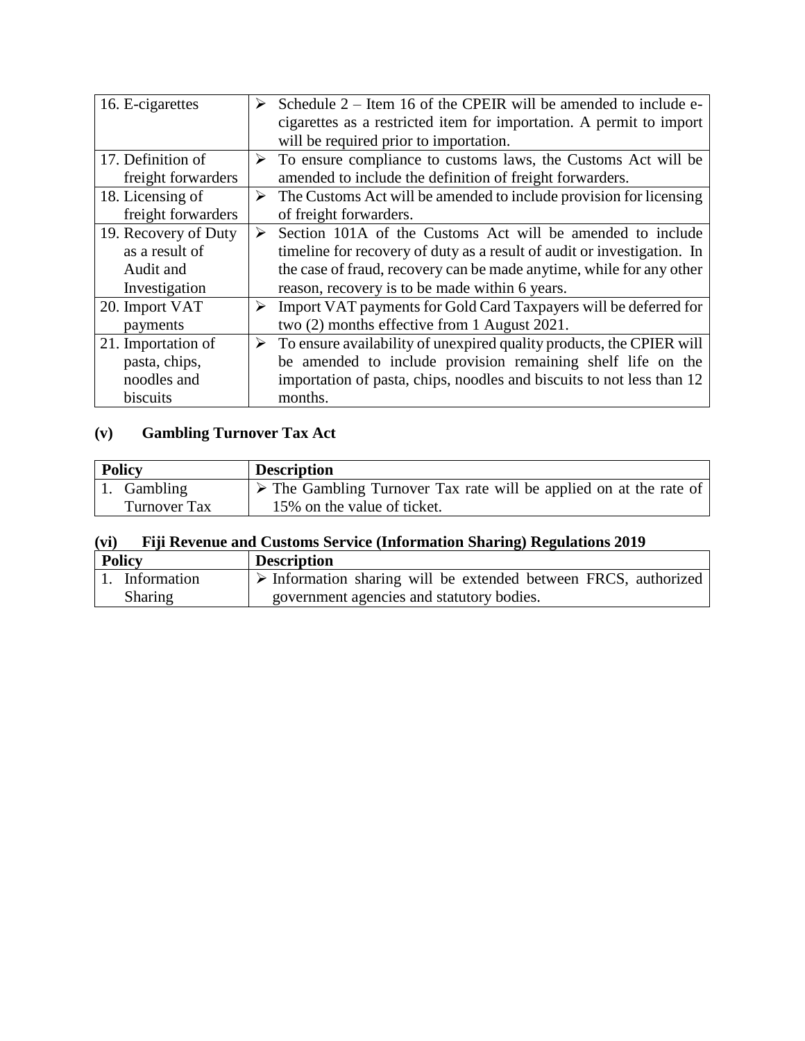| | |
|---|---|
| 16. E-cigarettes | ➢ Schedule 2 – Item 16 of the CPEIR will be amended to include e-cigarettes as a restricted item for importation. A permit to import will be required prior to importation. |
| 17. Definition of freight forwarders | ➢ To ensure compliance to customs laws, the Customs Act will be amended to include the definition of freight forwarders. |
| 18. Licensing of freight forwarders | ➢ The Customs Act will be amended to include provision for licensing of freight forwarders. |
| 19. Recovery of Duty as a result of Audit and Investigation | ➢ Section 101A of the Customs Act will be amended to include timeline for recovery of duty as a result of audit or investigation. In the case of fraud, recovery can be made anytime, while for any other reason, recovery is to be made within 6 years. |
| 20. Import VAT payments | ➢ Import VAT payments for Gold Card Taxpayers will be deferred for two (2) months effective from 1 August 2021. |
| 21. Importation of pasta, chips, noodles and biscuits | ➢ To ensure availability of unexpired quality products, the CPIER will be amended to include provision remaining shelf life on the importation of pasta, chips, noodles and biscuits to not less than 12 months. |

### (v) Gambling Turnover Tax Act

| Policy | Description |
|---|---|
| 1. Gambling Turnover Tax | ➢ The Gambling Turnover Tax rate will be applied on at the rate of 15% on the value of ticket. |

### (vi) Fiji Revenue and Customs Service (Information Sharing) Regulations 2019

| Policy | Description |
|---|---|
| 1. Information Sharing | ➢ Information sharing will be extended between FRCS, authorized government agencies and statutory bodies. |